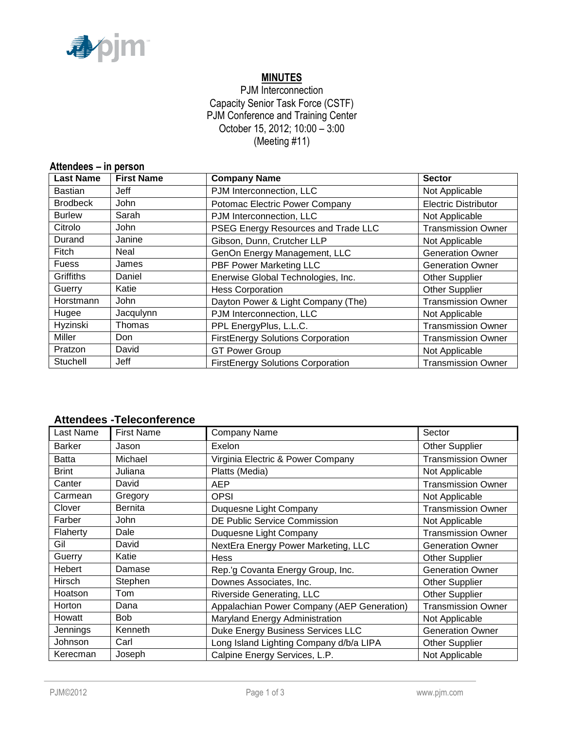# MINUTES

PJM Interconnection
Capacity Senior Task Force (CSTF)
PJM Conference and Training Center
October 15, 2012; 10:00 – 3:00
(Meeting #11)

## Attendees – in person

| Last Name | First Name | Company Name | Sector |
|---|---|---|---|
| Bastian | Jeff | PJM Interconnection, LLC | Not Applicable |
| Brodbeck | John | Potomac Electric Power Company | Electric Distributor |
| Burlew | Sarah | PJM Interconnection, LLC | Not Applicable |
| Citrolo | John | PSEG Energy Resources and Trade LLC | Transmission Owner |
| Durand | Janine | Gibson, Dunn, Crutcher LLP | Not Applicable |
| Fitch | Neal | GenOn Energy Management, LLC | Generation Owner |
| Fuess | James | PBF Power Marketing LLC | Generation Owner |
| Griffiths | Daniel | Enerwise Global Technologies, Inc. | Other Supplier |
| Guerry | Katie | Hess Corporation | Other Supplier |
| Horstmann | John | Dayton Power & Light Company (The) | Transmission Owner |
| Hugee | Jacqulynn | PJM Interconnection, LLC | Not Applicable |
| Hyzinski | Thomas | PPL EnergyPlus, L.L.C. | Transmission Owner |
| Miller | Don | FirstEnergy Solutions Corporation | Transmission Owner |
| Pratzon | David | GT Power Group | Not Applicable |
| Stuchell | Jeff | FirstEnergy Solutions Corporation | Transmission Owner |

## Attendees -Teleconference

| Last Name | First Name | Company Name | Sector |
|---|---|---|---|
| Barker | Jason | Exelon | Other Supplier |
| Batta | Michael | Virginia Electric & Power Company | Transmission Owner |
| Brint | Juliana | Platts (Media) | Not Applicable |
| Canter | David | AEP | Transmission Owner |
| Carmean | Gregory | OPSI | Not Applicable |
| Clover | Bernita | Duquesne Light Company | Transmission Owner |
| Farber | John | DE Public Service Commission | Not Applicable |
| Flaherty | Dale | Duquesne Light Company | Transmission Owner |
| Gil | David | NextEra Energy Power Marketing, LLC | Generation Owner |
| Guerry | Katie | Hess | Other Supplier |
| Hebert | Damase | Rep.'g Covanta Energy Group, Inc. | Generation Owner |
| Hirsch | Stephen | Downes Associates, Inc. | Other Supplier |
| Hoatson | Tom | Riverside Generating, LLC | Other Supplier |
| Horton | Dana | Appalachian Power Company (AEP Generation) | Transmission Owner |
| Howatt | Bob | Maryland Energy Administration | Not Applicable |
| Jennings | Kenneth | Duke Energy Business Services LLC | Generation Owner |
| Johnson | Carl | Long Island Lighting Company d/b/a LIPA | Other Supplier |
| Kerecman | Joseph | Calpine Energy Services, L.P. | Not Applicable |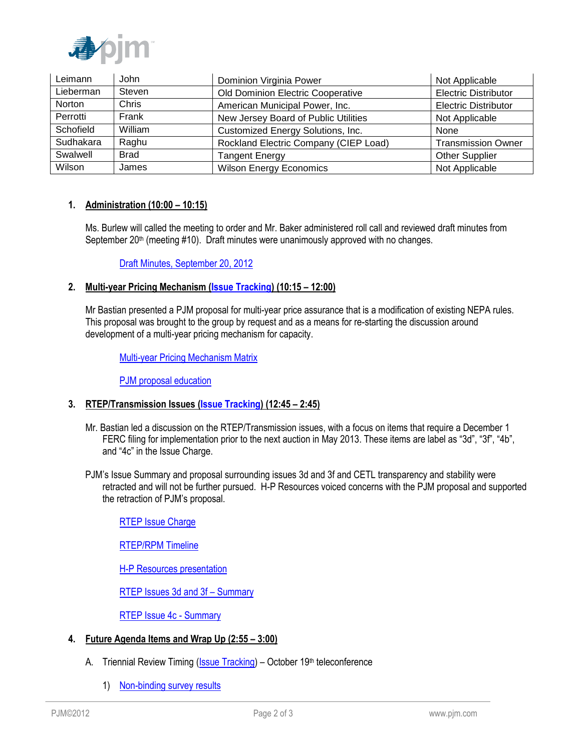| Leimann | John | Dominion Virginia Power | Not Applicable |
|---|---|---|---|
| Lieberman | Steven | Old Dominion Electric Cooperative | Electric Distributor |
| Norton | Chris | American Municipal Power, Inc. | Electric Distributor |
| Perrotti | Frank | New Jersey Board of Public Utilities | Not Applicable |
| Schofield | William | Customized Energy Solutions, Inc. | None |
| Sudhakara | Raghu | Rockland Electric Company (CIEP Load) | Transmission Owner |
| Swalwell | Brad | Tangent Energy | Other Supplier |
| Wilson | James | Wilson Energy Economics | Not Applicable |

## 1. Administration (10:00 – 10:15)

Ms. Burlew will called the meeting to order and Mr. Baker administered roll call and reviewed draft minutes from September 20th (meeting #10). Draft minutes were unanimously approved with no changes.

Draft Minutes, September 20, 2012

## 2. Multi-year Pricing Mechanism (Issue Tracking) (10:15 – 12:00)

Mr Bastian presented a PJM proposal for multi-year price assurance that is a modification of existing NEPA rules. This proposal was brought to the group by request and as a means for re-starting the discussion around development of a multi-year pricing mechanism for capacity.

Multi-year Pricing Mechanism Matrix

PJM proposal education

## 3. RTEP/Transmission Issues (Issue Tracking) (12:45 – 2:45)

Mr. Bastian led a discussion on the RTEP/Transmission issues, with a focus on items that require a December 1 FERC filing for implementation prior to the next auction in May 2013. These items are label as “3d”, “3f”, “4b”, and “4c” in the Issue Charge.

PJM’s Issue Summary and proposal surrounding issues 3d and 3f and CETL transparency and stability were retracted and will not be further pursued. H-P Resources voiced concerns with the PJM proposal and supported the retraction of PJM’s proposal.

RTEP Issue Charge

RTEP/RPM Timeline

H-P Resources presentation

RTEP Issues 3d and 3f – Summary

RTEP Issue 4c - Summary

## 4. Future Agenda Items and Wrap Up (2:55 – 3:00)

A. Triennial Review Timing (Issue Tracking) – October 19th teleconference

1) Non-binding survey results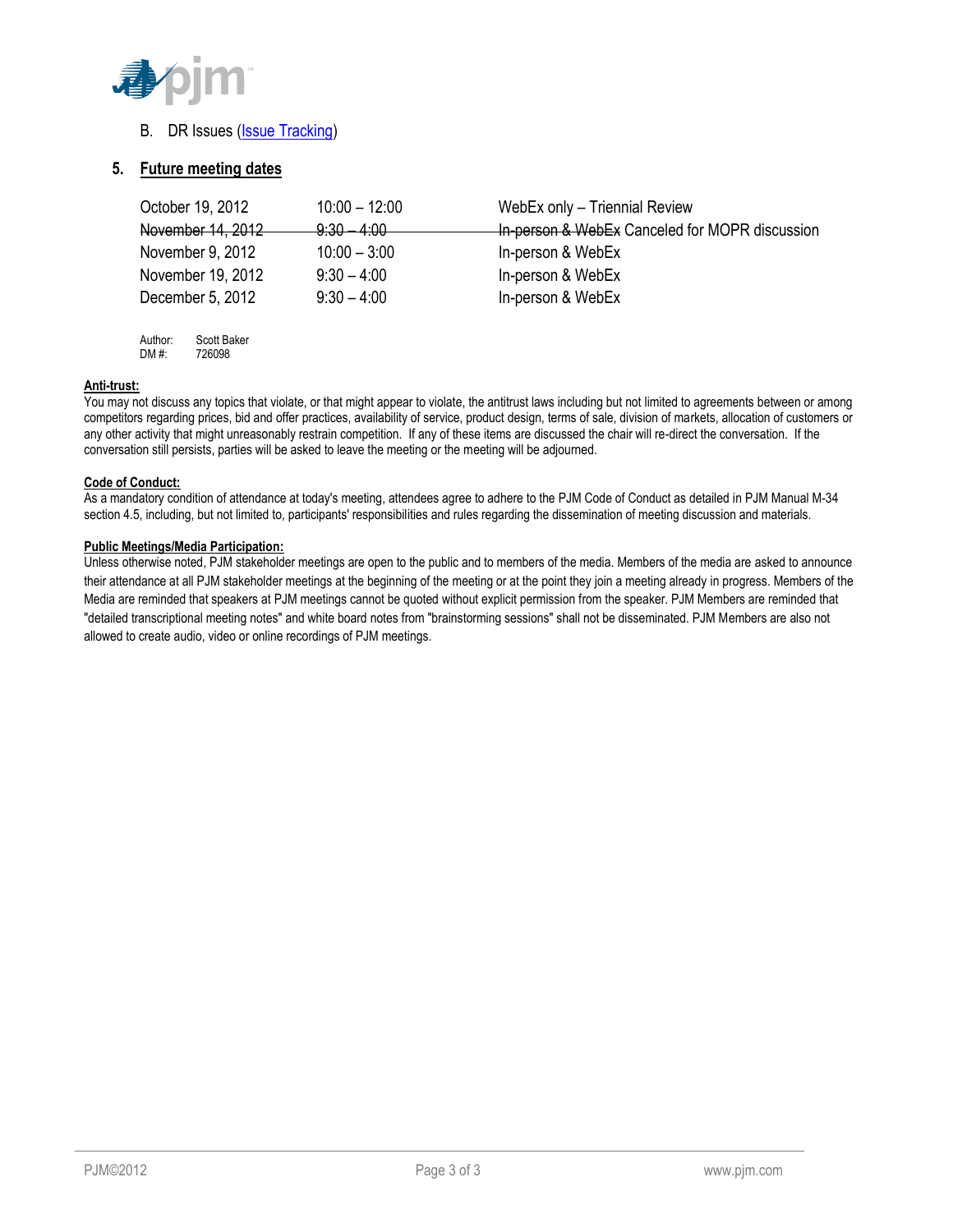B. DR Issues (Issue Tracking)

## 5. Future meeting dates

| | | |
|---|---|---|
| October 19, 2012 | 10:00 – 12:00 | WebEx only – Triennial Review |
| ~~November 14, 2012~~ | ~~9:30 – 4:00~~ | ~~In-person & WebEx~~ Canceled for MOPR discussion |
| November 9, 2012 | 10:00 – 3:00 | In-person & WebEx |
| November 19, 2012 | 9:30 – 4:00 | In-person & WebEx |
| December 5, 2012 | 9:30 – 4:00 | In-person & WebEx |

Author: Scott Baker
DM #: 726098

**Anti-trust:**

You may not discuss any topics that violate, or that might appear to violate, the antitrust laws including but not limited to agreements between or among competitors regarding prices, bid and offer practices, availability of service, product design, terms of sale, division of markets, allocation of customers or any other activity that might unreasonably restrain competition. If any of these items are discussed the chair will re-direct the conversation. If the conversation still persists, parties will be asked to leave the meeting or the meeting will be adjourned.

**Code of Conduct:**

As a mandatory condition of attendance at today's meeting, attendees agree to adhere to the PJM Code of Conduct as detailed in PJM Manual M-34 section 4.5, including, but not limited to, participants' responsibilities and rules regarding the dissemination of meeting discussion and materials.

**Public Meetings/Media Participation:**

Unless otherwise noted, PJM stakeholder meetings are open to the public and to members of the media. Members of the media are asked to announce their attendance at all PJM stakeholder meetings at the beginning of the meeting or at the point they join a meeting already in progress. Members of the Media are reminded that speakers at PJM meetings cannot be quoted without explicit permission from the speaker. PJM Members are reminded that "detailed transcriptional meeting notes" and white board notes from "brainstorming sessions" shall not be disseminated. PJM Members are also not allowed to create audio, video or online recordings of PJM meetings.